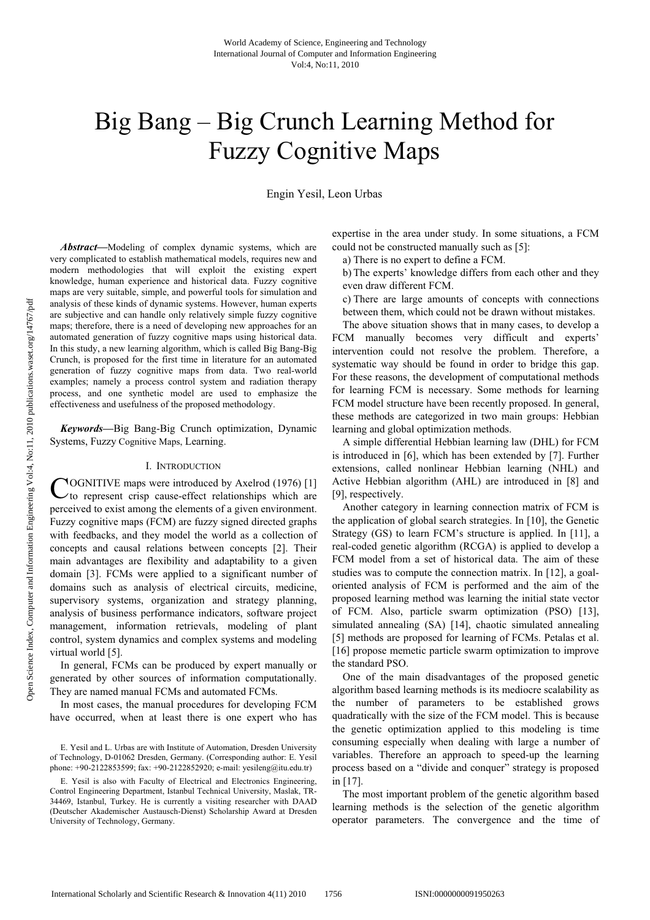# Big Bang – Big Crunch Learning Method for Fuzzy Cognitive Maps

Engin Yesil, Leon Urbas

***Abstract*—**Modeling of complex dynamic systems, which are very complicated to establish mathematical models, requires new and modern methodologies that will exploit the existing expert knowledge, human experience and historical data. Fuzzy cognitive maps are very suitable, simple, and powerful tools for simulation and analysis of these kinds of dynamic systems. However, human experts are subjective and can handle only relatively simple fuzzy cognitive maps; therefore, there is a need of developing new approaches for an automated generation of fuzzy cognitive maps using historical data. In this study, a new learning algorithm, which is called Big Bang-Big Crunch, is proposed for the first time in literature for an automated generation of fuzzy cognitive maps from data. Two real-world examples; namely a process control system and radiation therapy process, and one synthetic model are used to emphasize the effectiveness and usefulness of the proposed methodology.

***Keywords*—**Big Bang-Big Crunch optimization, Dynamic Systems, Fuzzy Cognitive Maps, Learning.

## I. Introduction

Cognitive maps were introduced by Axelrod (1976) [1] to represent crisp cause-effect relationships which are perceived to exist among the elements of a given environment. Fuzzy cognitive maps (FCM) are fuzzy signed directed graphs with feedbacks, and they model the world as a collection of concepts and causal relations between concepts [2]. Their main advantages are flexibility and adaptability to a given domain [3]. FCMs were applied to a significant number of domains such as analysis of electrical circuits, medicine, supervisory systems, organization and strategy planning, analysis of business performance indicators, software project management, information retrievals, modeling of plant control, system dynamics and complex systems and modeling virtual world [5].

In general, FCMs can be produced by expert manually or generated by other sources of information computationally. They are named manual FCMs and automated FCMs.

In most cases, the manual procedures for developing FCM have occurred, when at least there is one expert who has expertise in the area under study. In some situations, a FCM could not be constructed manually such as [5]:

a) There is no expert to define a FCM.

b) The experts' knowledge differs from each other and they even draw different FCM.

c) There are large amounts of concepts with connections between them, which could not be drawn without mistakes.

The above situation shows that in many cases, to develop a FCM manually becomes very difficult and experts' intervention could not resolve the problem. Therefore, a systematic way should be found in order to bridge this gap. For these reasons, the development of computational methods for learning FCM is necessary. Some methods for learning FCM model structure have been recently proposed. In general, these methods are categorized in two main groups: Hebbian learning and global optimization methods.

A simple differential Hebbian learning law (DHL) for FCM is introduced in [6], which has been extended by [7]. Further extensions, called nonlinear Hebbian learning (NHL) and Active Hebbian algorithm (AHL) are introduced in [8] and [9], respectively.

Another category in learning connection matrix of FCM is the application of global search strategies. In [10], the Genetic Strategy (GS) to learn FCM's structure is applied. In [11], a real-coded genetic algorithm (RCGA) is applied to develop a FCM model from a set of historical data. The aim of these studies was to compute the connection matrix. In [12], a goal-oriented analysis of FCM is performed and the aim of the proposed learning method was learning the initial state vector of FCM. Also, particle swarm optimization (PSO) [13], simulated annealing (SA) [14], chaotic simulated annealing [5] methods are proposed for learning of FCMs. Petalas et al. [16] propose memetic particle swarm optimization to improve the standard PSO.

One of the main disadvantages of the proposed genetic algorithm based learning methods is its mediocre scalability as the number of parameters to be established grows quadratically with the size of the FCM model. This is because the genetic optimization applied to this modeling is time consuming especially when dealing with large a number of variables. Therefore an approach to speed-up the learning process based on a "divide and conquer" strategy is proposed in [17].

The most important problem of the genetic algorithm based learning methods is the selection of the genetic algorithm operator parameters. The convergence and the time of

E. Yesil and L. Urbas are with Institute of Automation, Dresden University of Technology, D-01062 Dresden, Germany. (Corresponding author: E. Yesil phone: +90-2122853599; fax: +90-2122852920; e-mail: yesileng@itu.edu.tr)

E. Yesil is also with Faculty of Electrical and Electronics Engineering, Control Engineering Department, Istanbul Technical University, Maslak, TR-34469, Istanbul, Turkey. He is currently a visiting researcher with DAAD (Deutscher Akademischer Austausch-Dienst) Scholarship Award at Dresden University of Technology, Germany.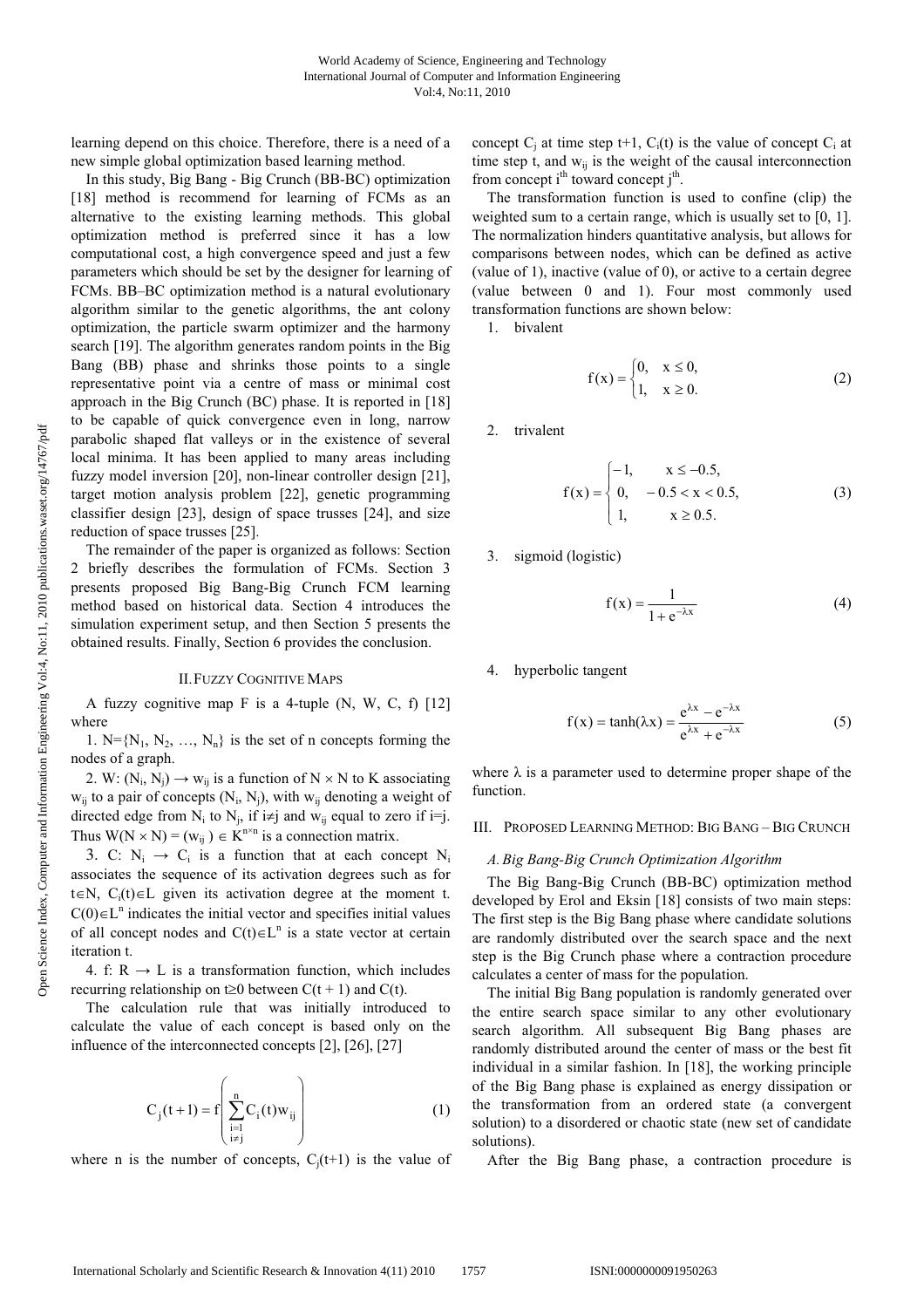learning depend on this choice. Therefore, there is a need of a new simple global optimization based learning method.

In this study, Big Bang - Big Crunch (BB-BC) optimization [18] method is recommend for learning of FCMs as an alternative to the existing learning methods. This global optimization method is preferred since it has a low computational cost, a high convergence speed and just a few parameters which should be set by the designer for learning of FCMs. BB–BC optimization method is a natural evolutionary algorithm similar to the genetic algorithms, the ant colony optimization, the particle swarm optimizer and the harmony search [19]. The algorithm generates random points in the Big Bang (BB) phase and shrinks those points to a single representative point via a centre of mass or minimal cost approach in the Big Crunch (BC) phase. It is reported in [18] to be capable of quick convergence even in long, narrow parabolic shaped flat valleys or in the existence of several local minima. It has been applied to many areas including fuzzy model inversion [20], non-linear controller design [21], target motion analysis problem [22], genetic programming classifier design [23], design of space trusses [24], and size reduction of space trusses [25].

The remainder of the paper is organized as follows: Section 2 briefly describes the formulation of FCMs. Section 3 presents proposed Big Bang-Big Crunch FCM learning method based on historical data. Section 4 introduces the simulation experiment setup, and then Section 5 presents the obtained results. Finally, Section 6 provides the conclusion.

## II. Fuzzy Cognitive Maps

A fuzzy cognitive map F is a 4-tuple (N, W, C, f) [12] where

1. $N=\{N_1, N_2, \ldots, N_n\}$ is the set of n concepts forming the nodes of a graph.

2. W: $(N_i, N_j) \rightarrow w_{ij}$ is a function of $N \times N$ to K associating $w_{ij}$ to a pair of concepts $(N_i, N_j)$, with $w_{ij}$ denoting a weight of directed edge from $N_i$ to $N_j$, if $i \neq j$ and $w_{ij}$ equal to zero if i=j. Thus $W(N \times N) = (w_{ij}) \in K^{n \times n}$ is a connection matrix.

3. C: $N_i \rightarrow C_i$ is a function that at each concept $N_i$ associates the sequence of its activation degrees such as for $t \in N$, $C_i(t) \in L$ given its activation degree at the moment t. $C(0) \in L^n$ indicates the initial vector and specifies initial values of all concept nodes and $C(t) \in L^n$ is a state vector at certain iteration t.

4. f: $R \rightarrow L$ is a transformation function, which includes recurring relationship on $t \geq 0$ between $C(t + 1)$ and $C(t)$.

The calculation rule that was initially introduced to calculate the value of each concept is based only on the influence of the interconnected concepts [2], [26], [27]

$$C_j(t+1) = f\left(\sum_{\substack{i=1 \\ i \neq j}}^{n} C_i(t) w_{ij}\right) \tag{1}$$

where n is the number of concepts, $C_j(t+1)$ is the value of concept $C_j$ at time step t+1, $C_i(t)$ is the value of concept $C_i$ at time step t, and $w_{ij}$ is the weight of the causal interconnection from concept $i^{th}$ toward concept $j^{th}$.

The transformation function is used to confine (clip) the weighted sum to a certain range, which is usually set to [0, 1]. The normalization hinders quantitative analysis, but allows for comparisons between nodes, which can be defined as active (value of 1), inactive (value of 0), or active to a certain degree (value between 0 and 1). Four most commonly used transformation functions are shown below:

1. bivalent

$$f(x) = \begin{cases} 0, & x \leq 0, \\ 1, & x \geq 0. \end{cases} \tag{2}$$

2. trivalent

$$f(x) = \begin{cases} -1, & x \leq -0.5, \\ 0, & -0.5 < x < 0.5, \\ 1, & x \geq 0.5. \end{cases} \tag{3}$$

3. sigmoid (logistic)

$$f(x) = \frac{1}{1 + e^{-\lambda x}} \tag{4}$$

4. hyperbolic tangent

$$f(x) = \tanh(\lambda x) = \frac{e^{\lambda x} - e^{-\lambda x}}{e^{\lambda x} + e^{-\lambda x}} \tag{5}$$

where $\lambda$ is a parameter used to determine proper shape of the function.

## III. Proposed Learning Method: Big Bang – Big Crunch

### A. Big Bang-Big Crunch Optimization Algorithm

The Big Bang-Big Crunch (BB-BC) optimization method developed by Erol and Eksin [18] consists of two main steps: The first step is the Big Bang phase where candidate solutions are randomly distributed over the search space and the next step is the Big Crunch phase where a contraction procedure calculates a center of mass for the population.

The initial Big Bang population is randomly generated over the entire search space similar to any other evolutionary search algorithm. All subsequent Big Bang phases are randomly distributed around the center of mass or the best fit individual in a similar fashion. In [18], the working principle of the Big Bang phase is explained as energy dissipation or the transformation from an ordered state (a convergent solution) to a disordered or chaotic state (new set of candidate solutions).

After the Big Bang phase, a contraction procedure is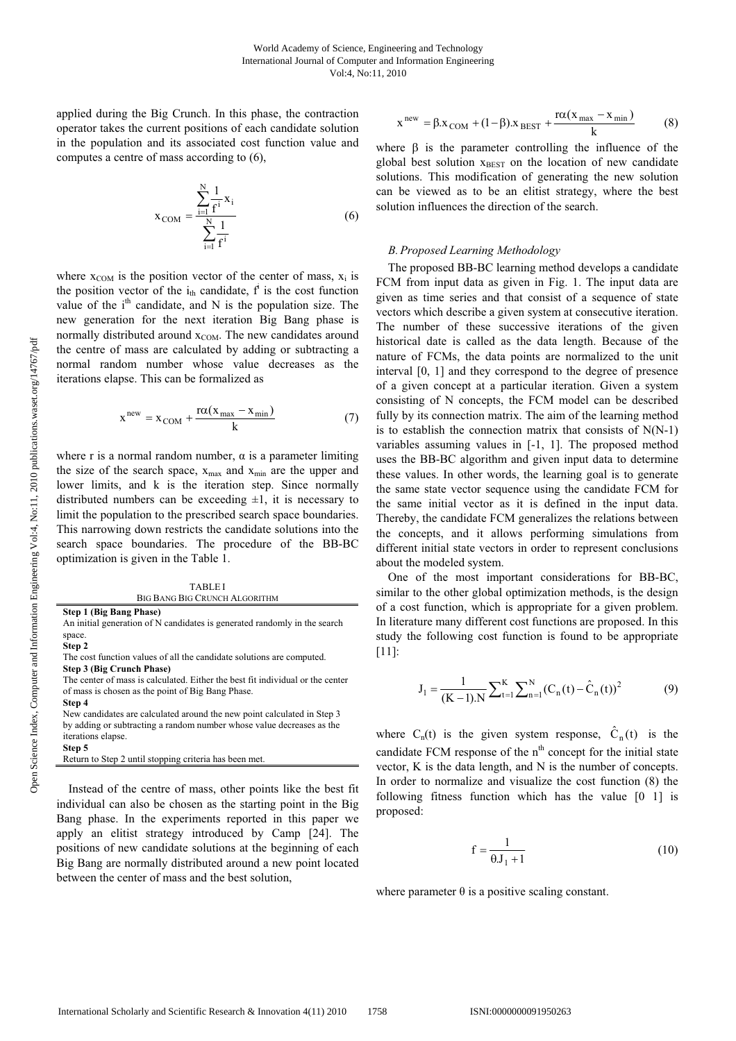applied during the Big Crunch. In this phase, the contraction operator takes the current positions of each candidate solution in the population and its associated cost function value and computes a centre of mass according to (6),

$$x_{COM} = \frac{\sum_{i=1}^{N} \frac{1}{f^i} x_i}{\sum_{i=1}^{N} \frac{1}{f^i}} \tag{6}$$

where $x_{COM}$ is the position vector of the center of mass, $x_i$ is the position vector of the $i_{th}$ candidate, $f^i$ is the cost function value of the $i^{th}$ candidate, and N is the population size. The new generation for the next iteration Big Bang phase is normally distributed around $x_{COM}$. The new candidates around the centre of mass are calculated by adding or subtracting a normal random number whose value decreases as the iterations elapse. This can be formalized as

$$x^{new} = x_{COM} + \frac{r\alpha(x_{max} - x_{min})}{k} \tag{7}$$

where r is a normal random number, α is a parameter limiting the size of the search space, $x_{max}$ and $x_{min}$ are the upper and lower limits, and k is the iteration step. Since normally distributed numbers can be exceeding ±1, it is necessary to limit the population to the prescribed search space boundaries. This narrowing down restricts the candidate solutions into the search space boundaries. The procedure of the BB-BC optimization is given in the Table 1.

TABLE I
BIG BANG BIG CRUNCH ALGORITHM

| |
|---|
| **Step 1 (Big Bang Phase)**<br>An initial generation of N candidates is generated randomly in the search space. |
| **Step 2**<br>The cost function values of all the candidate solutions are computed. |
| **Step 3 (Big Crunch Phase)**<br>The center of mass is calculated. Either the best fit individual or the center of mass is chosen as the point of Big Bang Phase. |
| **Step 4**<br>New candidates are calculated around the new point calculated in Step 3 by adding or subtracting a random number whose value decreases as the iterations elapse. |
| **Step 5**<br>Return to Step 2 until stopping criteria has been met. |

Instead of the centre of mass, other points like the best fit individual can also be chosen as the starting point in the Big Bang phase. In the experiments reported in this paper we apply an elitist strategy introduced by Camp [24]. The positions of new candidate solutions at the beginning of each Big Bang are normally distributed around a new point located between the center of mass and the best solution,

$$x^{new} = \beta . x_{COM} + (1-\beta) . x_{BEST} + \frac{r\alpha(x_{max} - x_{min})}{k} \tag{8}$$

where β is the parameter controlling the influence of the global best solution $x_{BEST}$ on the location of new candidate solutions. This modification of generating the new solution can be viewed as to be an elitist strategy, where the best solution influences the direction of the search.

### *B. Proposed Learning Methodology*

The proposed BB-BC learning method develops a candidate FCM from input data as given in Fig. 1. The input data are given as time series and that consist of a sequence of state vectors which describe a given system at consecutive iteration. The number of these successive iterations of the given historical date is called as the data length. Because of the nature of FCMs, the data points are normalized to the unit interval [0, 1] and they correspond to the degree of presence of a given concept at a particular iteration. Given a system consisting of N concepts, the FCM model can be described fully by its connection matrix. The aim of the learning method is to establish the connection matrix that consists of N(N-1) variables assuming values in [-1, 1]. The proposed method uses the BB-BC algorithm and given input data to determine these values. In other words, the learning goal is to generate the same state vector sequence using the candidate FCM for the same initial vector as it is defined in the input data. Thereby, the candidate FCM generalizes the relations between the concepts, and it allows performing simulations from different initial state vectors in order to represent conclusions about the modeled system.

One of the most important considerations for BB-BC, similar to the other global optimization methods, is the design of a cost function, which is appropriate for a given problem. In literature many different cost functions are proposed. In this study the following cost function is found to be appropriate [11]:

$$J_1 = \frac{1}{(K-1).N} \sum_{t=1}^{K} \sum_{n=1}^{N} (C_n(t) - \hat{C}_n(t))^2 \tag{9}$$

where $C_n(t)$ is the given system response, $\hat{C}_n(t)$ is the candidate FCM response of the $n^{th}$ concept for the initial state vector, K is the data length, and N is the number of concepts. In order to normalize and visualize the cost function (8) the following fitness function which has the value [0 1] is proposed:

$$f = \frac{1}{\theta J_1 + 1} \tag{10}$$

where parameter θ is a positive scaling constant.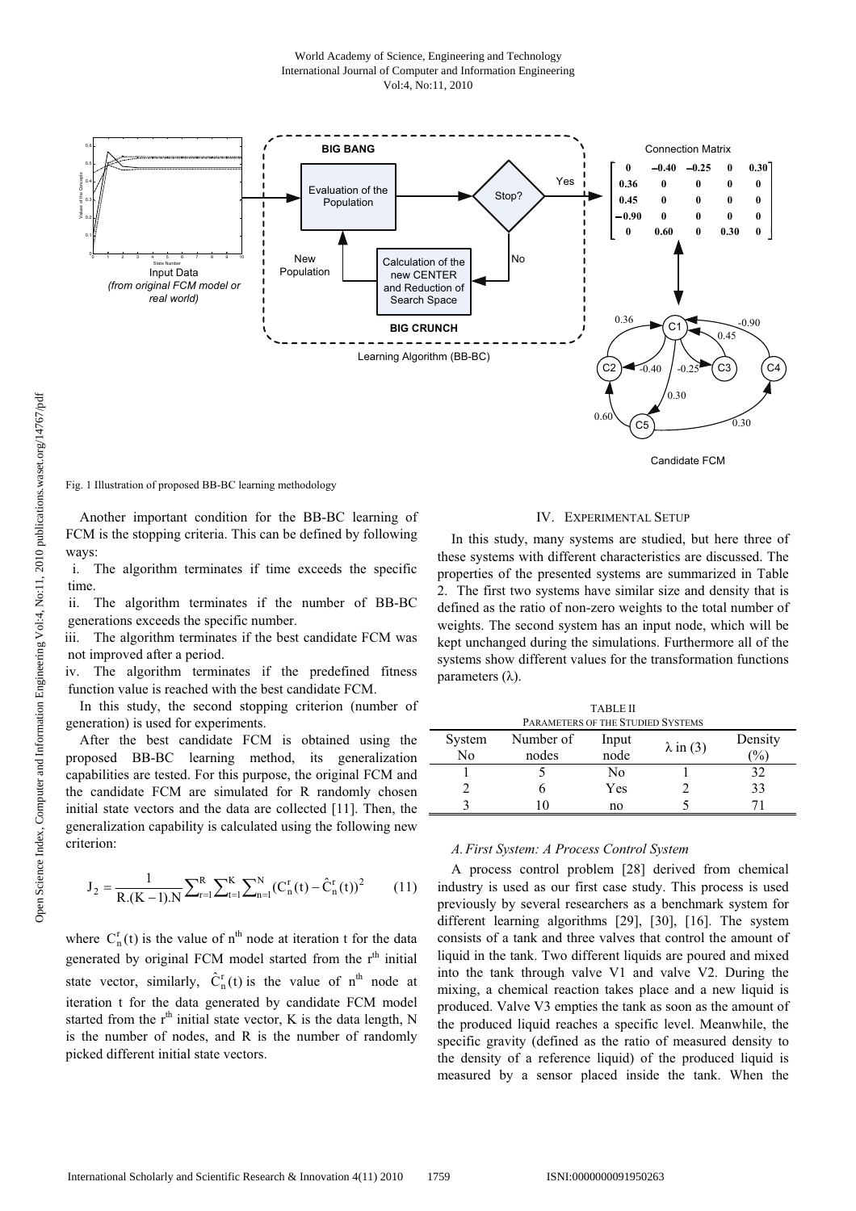Fig. 1 Illustration of proposed BB-BC learning methodology

Another important condition for the BB-BC learning of FCM is the stopping criteria. This can be defined by following ways:

i. The algorithm terminates if time exceeds the specific time.

ii. The algorithm terminates if the number of BB-BC generations exceeds the specific number.

iii. The algorithm terminates if the best candidate FCM was not improved after a period.

iv. The algorithm terminates if the predefined fitness function value is reached with the best candidate FCM.

In this study, the second stopping criterion (number of generation) is used for experiments.

After the best candidate FCM is obtained using the proposed BB-BC learning method, its generalization capabilities are tested. For this purpose, the original FCM and the candidate FCM are simulated for R randomly chosen initial state vectors and the data are collected [11]. Then, the generalization capability is calculated using the following new criterion:

$$J_2 = \frac{1}{R.(K-1).N} \sum_{r=1}^{R} \sum_{t=1}^{K} \sum_{n=1}^{N} (C_n^r(t) - \hat{C}_n^r(t))^2 \qquad (11)$$

where $C_n^r(t)$ is the value of $n^{th}$ node at iteration t for the data generated by original FCM model started from the $r^{th}$ initial state vector, similarly, $\hat{C}_n^r(t)$ is the value of $n^{th}$ node at iteration t for the data generated by candidate FCM model started from the $r^{th}$ initial state vector, K is the data length, N is the number of nodes, and R is the number of randomly picked different initial state vectors.

## IV. Experimental Setup

In this study, many systems are studied, but here three of these systems with different characteristics are discussed. The properties of the presented systems are summarized in Table 2. The first two systems have similar size and density that is defined as the ratio of non-zero weights to the total number of weights. The second system has an input node, which will be kept unchanged during the simulations. Furthermore all of the systems show different values for the transformation functions parameters (λ).

TABLE II
PARAMETERS OF THE STUDIED SYSTEMS

| System No | Number of nodes | Input node | λ in (3) | Density (%) |
|---|---|---|---|---|
| 1 | 5 | No | 1 | 32 |
| 2 | 6 | Yes | 2 | 33 |
| 3 | 10 | no | 5 | 71 |

### *A. First System: A Process Control System*

A process control problem [28] derived from chemical industry is used as our first case study. This process is used previously by several researchers as a benchmark system for different learning algorithms [29], [30], [16]. The system consists of a tank and three valves that control the amount of liquid in the tank. Two different liquids are poured and mixed into the tank through valve V1 and valve V2. During the mixing, a chemical reaction takes place and a new liquid is produced. Valve V3 empties the tank as soon as the amount of the produced liquid reaches a specific level. Meanwhile, the specific gravity (defined as the ratio of measured density to the density of a reference liquid) of the produced liquid is measured by a sensor placed inside the tank. When the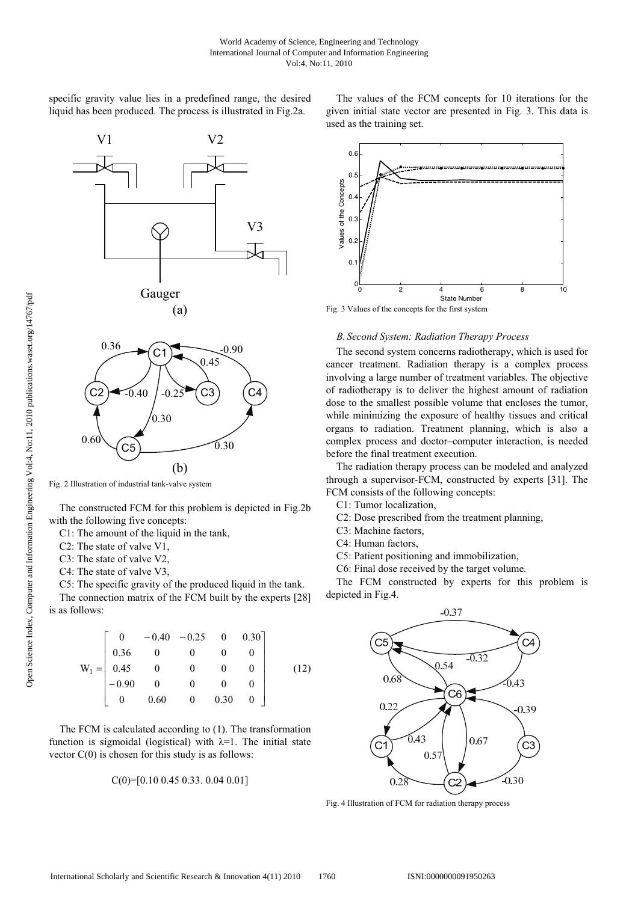specific gravity value lies in a predefined range, the desired liquid has been produced. The process is illustrated in Fig.2a.

Fig. 2 Illustration of industrial tank-valve system

The constructed FCM for this problem is depicted in Fig.2b with the following five concepts:

C1: The amount of the liquid in the tank,

C2: The state of valve V1,

C3: The state of valve V2,

C4: The state of valve V3,

C5: The specific gravity of the produced liquid in the tank.

The connection matrix of the FCM built by the experts [28] is as follows:

$$
W_1 = \begin{bmatrix} 0 & -0.40 & -0.25 & 0 & 0.30 \\ 0.36 & 0 & 0 & 0 & 0 \\ 0.45 & 0 & 0 & 0 & 0 \\ -0.90 & 0 & 0 & 0 & 0 \\ 0 & 0.60 & 0 & 0.30 & 0 \end{bmatrix} \tag{12}
$$

The FCM is calculated according to (1). The transformation function is sigmoidal (logistical) with λ=1. The initial state vector C(0) is chosen for this study is as follows:

C(0)=[0.10 0.45 0.33. 0.04 0.01]

The values of the FCM concepts for 10 iterations for the given initial state vector are presented in Fig. 3. This data is used as the training set.

Fig. 3 Values of the concepts for the first system

### *B. Second System: Radiation Therapy Process*

The second system concerns radiotherapy, which is used for cancer treatment. Radiation therapy is a complex process involving a large number of treatment variables. The objective of radiotherapy is to deliver the highest amount of radiation dose to the smallest possible volume that encloses the tumor, while minimizing the exposure of healthy tissues and critical organs to radiation. Treatment planning, which is also a complex process and doctor–computer interaction, is needed before the final treatment execution.

The radiation therapy process can be modeled and analyzed through a supervisor-FCM, constructed by experts [31]. The FCM consists of the following concepts:

C1: Tumor localization,

C2: Dose prescribed from the treatment planning,

C3: Machine factors,

C4: Human factors,

C5: Patient positioning and immobilization,

C6: Final dose received by the target volume.

The FCM constructed by experts for this problem is depicted in Fig.4.

Fig. 4 Illustration of FCM for radiation therapy process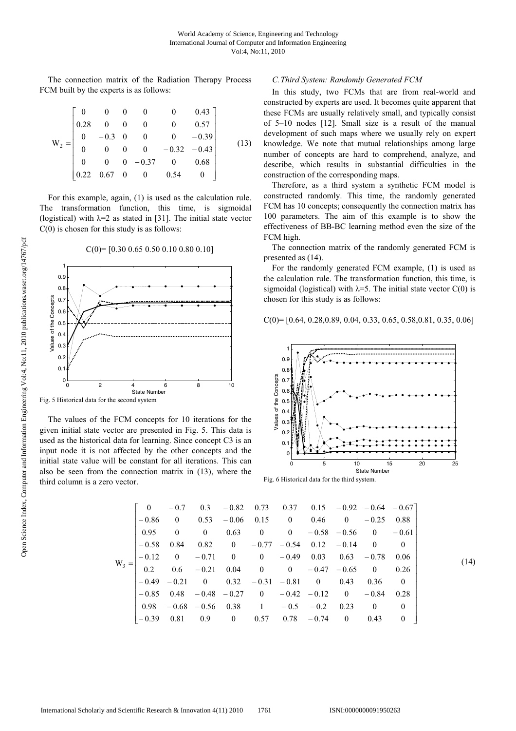The connection matrix of the Radiation Therapy Process FCM built by the experts is as follows:

$$
W_2 = \begin{bmatrix}
0 & 0 & 0 & 0 & 0 & 0.43 \\
0.28 & 0 & 0 & 0 & 0 & 0.57 \\
0 & -0.3 & 0 & 0 & 0 & -0.39 \\
0 & 0 & 0 & 0 & -0.32 & -0.43 \\
0 & 0 & 0 & -0.37 & 0 & 0.68 \\
0.22 & 0.67 & 0 & 0 & 0.54 & 0
\end{bmatrix} \tag{13}
$$

For this example, again, (1) is used as the calculation rule. The transformation function, this time, is sigmoidal (logistical) with $\lambda$=2 as stated in [31]. The initial state vector C(0) is chosen for this study is as follows:

$$C(0)= [0.30\ 0.65\ 0.50\ 0.10\ 0.80\ 0.10]$$

Fig. 5 Historical data for the second system

The values of the FCM concepts for 10 iterations for the given initial state vector are presented in Fig. 5. This data is used as the historical data for learning. Since concept C3 is an input node it is not affected by the other concepts and the initial state value will be constant for all iterations. This can also be seen from the connection matrix in (13), where the third column is a zero vector.

### C. Third System: Randomly Generated FCM

In this study, two FCMs that are from real-world and constructed by experts are used. It becomes quite apparent that these FCMs are usually relatively small, and typically consist of 5–10 nodes [12]. Small size is a result of the manual development of such maps where we usually rely on expert knowledge. We note that mutual relationships among large number of concepts are hard to comprehend, analyze, and describe, which results in substantial difficulties in the construction of the corresponding maps.

Therefore, as a third system a synthetic FCM model is constructed randomly. This time, the randomly generated FCM has 10 concepts; consequently the connection matrix has 100 parameters. The aim of this example is to show the effectiveness of BB-BC learning method even the size of the FCM high.

The connection matrix of the randomly generated FCM is presented as (14).

For the randomly generated FCM example, (1) is used as the calculation rule. The transformation function, this time, is sigmoidal (logistical) with $\lambda$=5. The initial state vector C(0) is chosen for this study is as follows:

$$C(0)= [0.64,\ 0.28, 0.89,\ 0.04,\ 0.33,\ 0.65,\ 0.58, 0.81,\ 0.35,\ 0.06]$$

Fig. 6 Historical data for the third system.

$$
W_3 = \begin{bmatrix}
0 & -0.7 & 0.3 & -0.82 & 0.73 & 0.37 & 0.15 & -0.92 & -0.64 & -0.67 \\
-0.86 & 0 & 0.53 & -0.06 & 0.15 & 0 & 0.46 & 0 & -0.25 & 0.88 \\
0.95 & 0 & 0 & 0.63 & 0 & 0 & -0.58 & -0.56 & 0 & -0.61 \\
-0.58 & 0.84 & 0.82 & 0 & -0.77 & -0.54 & 0.12 & -0.14 & 0 & 0 \\
-0.12 & 0 & -0.71 & 0 & 0 & -0.49 & 0.03 & 0.63 & -0.78 & 0.06 \\
0.2 & 0.6 & -0.21 & 0.04 & 0 & 0 & -0.47 & -0.65 & 0 & 0.26 \\
-0.49 & -0.21 & 0 & 0.32 & -0.31 & -0.81 & 0 & 0.43 & 0.36 & 0 \\
-0.85 & 0.48 & -0.48 & -0.27 & 0 & -0.42 & -0.12 & 0 & -0.84 & 0.28 \\
0.98 & -0.68 & -0.56 & 0.38 & 1 & -0.5 & -0.2 & 0.23 & 0 & 0 \\
-0.39 & 0.81 & 0.9 & 0 & 0.57 & 0.78 & -0.74 & 0 & 0.43 & 0
\end{bmatrix} \tag{14}
$$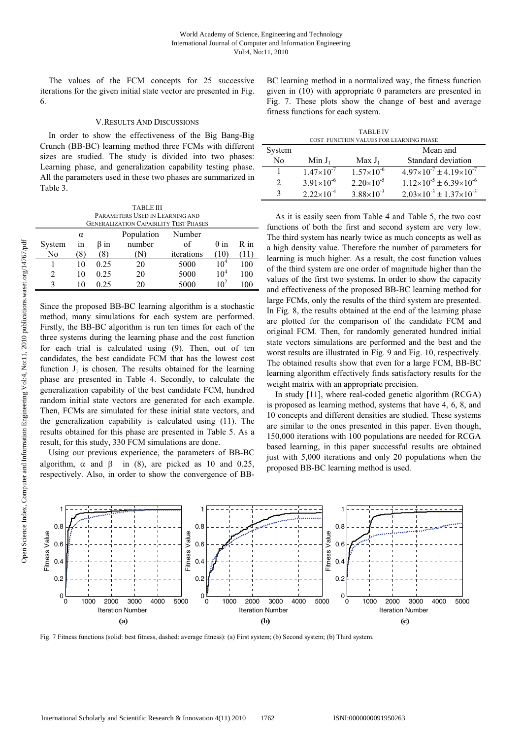The values of the FCM concepts for 25 successive iterations for the given initial state vector are presented in Fig. 6.

## V. Results And Discussions

In order to show the effectiveness of the Big Bang-Big Crunch (BB-BC) learning method three FCMs with different sizes are studied. The study is divided into two phases: Learning phase, and generalization capability testing phase. All the parameters used in these two phases are summarized in Table 3.

TABLE III
PARAMETERS USED IN LEARNING AND GENERALIZATION CAPABILITY TEST PHASES

| System No | $\alpha$ in (8) | $\beta$ in (8) | Population number (N) | Number of iterations | $\theta$ in (10) | R in (11) |
|---|---|---|---|---|---|---|
| 1 | 10 | 0.25 | 20 | 5000 | $10^4$ | 100 |
| 2 | 10 | 0.25 | 20 | 5000 | $10^4$ | 100 |
| 3 | 10 | 0.25 | 20 | 5000 | $10^2$ | 100 |

Since the proposed BB-BC learning algorithm is a stochastic method, many simulations for each system are performed. Firstly, the BB-BC algorithm is run ten times for each of the three systems during the learning phase and the cost function for each trial is calculated using (9). Then, out of ten candidates, the best candidate FCM that has the lowest cost function $J_1$ is chosen. The results obtained for the learning phase are presented in Table 4. Secondly, to calculate the generalization capability of the best candidate FCM, hundred random initial state vectors are generated for each example. Then, FCMs are simulated for these initial state vectors, and the generalization capability is calculated using (11). The results obtained for this phase are presented in Table 5. As a result, for this study, 330 FCM simulations are done.

Using our previous experience, the parameters of BB-BC algorithm, $\alpha$ and $\beta$ in (8), are picked as 10 and 0.25, respectively. Also, in order to show the convergence of BB-BC learning method in a normalized way, the fitness function given in (10) with appropriate $\theta$ parameters are presented in Fig. 7. These plots show the change of best and average fitness functions for each system.

TABLE IV
COST FUNCTION VALUES FOR LEARNING PHASE

| System No | Min $J_1$ | Max $J_1$ | Mean and Standard deviation |
|---|---|---|---|
| 1 | $1.47\times10^{-7}$ | $1.57\times10^{-6}$ | $4.97\times10^{-7} \pm 4.19\times10^{-7}$ |
| 2 | $3.91\times10^{-6}$ | $2.20\times10^{-5}$ | $1.12\times10^{-5} \pm 6.39\times10^{-6}$ |
| 3 | $2.22\times10^{-4}$ | $3.88\times10^{-3}$ | $2.03\times10^{-3} \pm 1.37\times10^{-3}$ |

As it is easily seen from Table 4 and Table 5, the two cost functions of both the first and second system are very low. The third system has nearly twice as much concepts as well as a high density value. Therefore the number of parameters for learning is much higher. As a result, the cost function values of the third system are one order of magnitude higher than the values of the first two systems. In order to show the capacity and effectiveness of the proposed BB-BC learning method for large FCMs, only the results of the third system are presented. In Fig. 8, the results obtained at the end of the learning phase are plotted for the comparison of the candidate FCM and original FCM. Then, for randomly generated hundred initial state vectors simulations are performed and the best and the worst results are illustrated in Fig. 9 and Fig. 10, respectively. The obtained results show that even for a large FCM, BB-BC learning algorithm effectively finds satisfactory results for the weight matrix with an appropriate precision.

In study [11], where real-coded genetic algorithm (RCGA) is proposed as learning method, systems that have 4, 6, 8, and 10 concepts and different densities are studied. These systems are similar to the ones presented in this paper. Even though, 150,000 iterations with 100 populations are needed for RCGA based learning, in this paper successful results are obtained just with 5,000 iterations and only 20 populations when the proposed BB-BC learning method is used.

Fig. 7 Fitness functions (solid: best fitness, dashed: average fitness): (a) First system; (b) Second system; (b) Third system.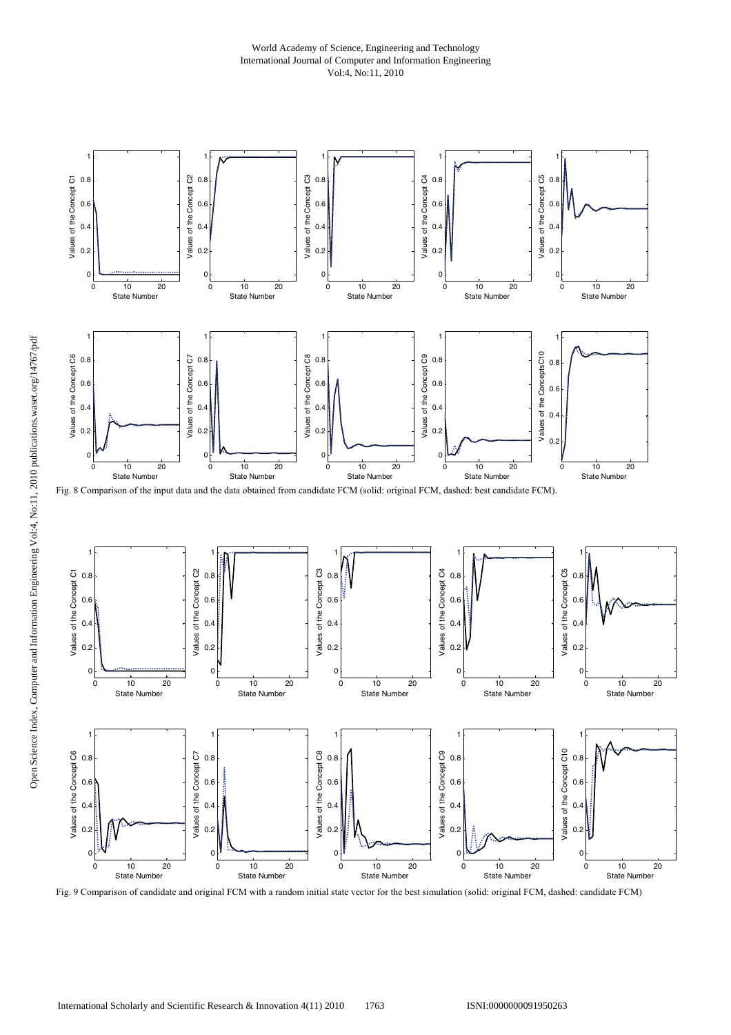Fig. 8 Comparison of the input data and the data obtained from candidate FCM (solid: original FCM, dashed: best candidate FCM).

Fig. 9 Comparison of candidate and original FCM with a random initial state vector for the best simulation (solid: original FCM, dashed: candidate FCM)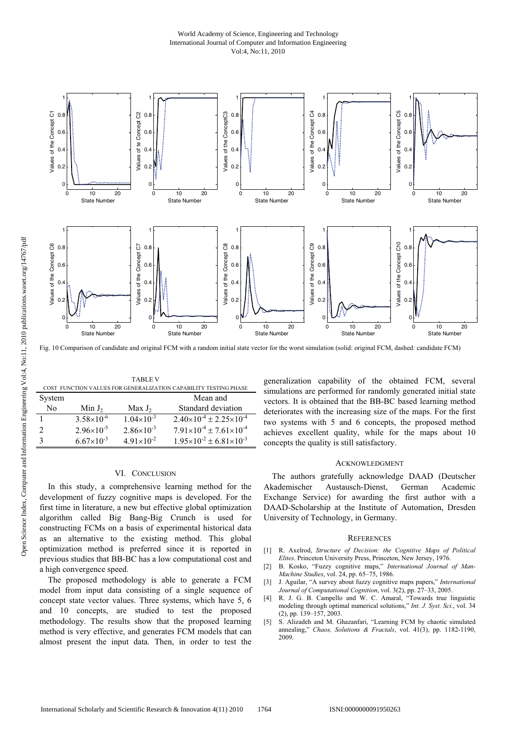Fig. 10 Comparison of candidate and original FCM with a random initial state vector for the worst simulation (solid: original FCM, dashed: candidate FCM)

TABLE V
COST FUNCTION VALUES FOR GENERALIZATION CAPABILITY TESTING PHASE

| System No | Min $J_2$ | Max $J_2$ | Mean and Standard deviation |
|---|---|---|---|
| 1 | $3.58\times10^{-6}$ | $1.04\times10^{-3}$ | $2.40\times10^{-4} \pm 2.25\times10^{-4}$ |
| 2 | $2.96\times10^{-5}$ | $2.86\times10^{-3}$ | $7.91\times10^{-4} \pm 7.61\times10^{-4}$ |
| 3 | $6.67\times10^{-3}$ | $4.91\times10^{-2}$ | $1.95\times10^{-2} \pm 6.81\times10^{-3}$ |

## VI. Conclusion

In this study, a comprehensive learning method for the development of fuzzy cognitive maps is developed. For the first time in literature, a new but effective global optimization algorithm called Big Bang-Big Crunch is used for constructing FCMs on a basis of experimental historical data as an alternative to the existing method. This global optimization method is preferred since it is reported in previous studies that BB-BC has a low computational cost and a high convergence speed.

The proposed methodology is able to generate a FCM model from input data consisting of a single sequence of concept state vector values. Three systems, which have 5, 6 and 10 concepts, are studied to test the proposed methodology. The results show that the proposed learning method is very effective, and generates FCM models that can almost present the input data. Then, in order to test the generalization capability of the obtained FCM, several simulations are performed for randomly generated initial state vectors. It is obtained that the BB-BC based learning method deteriorates with the increasing size of the maps. For the first two systems with 5 and 6 concepts, the proposed method achieves excellent quality, while for the maps about 10 concepts the quality is still satisfactory.

## Acknowledgment

The authors gratefully acknowledge DAAD (Deutscher Akademischer Austausch-Dienst, German Academic Exchange Service) for awarding the first author with a DAAD-Scholarship at the Institute of Automation, Dresden University of Technology, in Germany.

## References

[1] R. Axelrod, *Structure of Decision: the Cognitive Maps of Political Elites*. Princeton University Press, Princeton, New Jersey, 1976.

[2] B. Kosko, "Fuzzy cognitive maps," *International Journal of Man-Machine Studies*, vol. 24, pp. 65–75, 1986.

[3] J. Aguilar, "A survey about fuzzy cognitive maps papers," *International Journal of Computational Cognition*, vol. 3(2), pp. 27–33, 2005.

[4] R. J. G. B. Campello and W. C. Amaral, "Towards true linguistic modeling through optimal numerical solutions," *Int. J. Syst. Sci.*, vol. 34 (2), pp. 139–157, 2003.

[5] S. Alizadeh and M. Ghazanfari, "Learning FCM by chaotic simulated annealing," *Chaos, Solutions & Fractals*, vol. 41(3), pp. 1182-1190, 2009.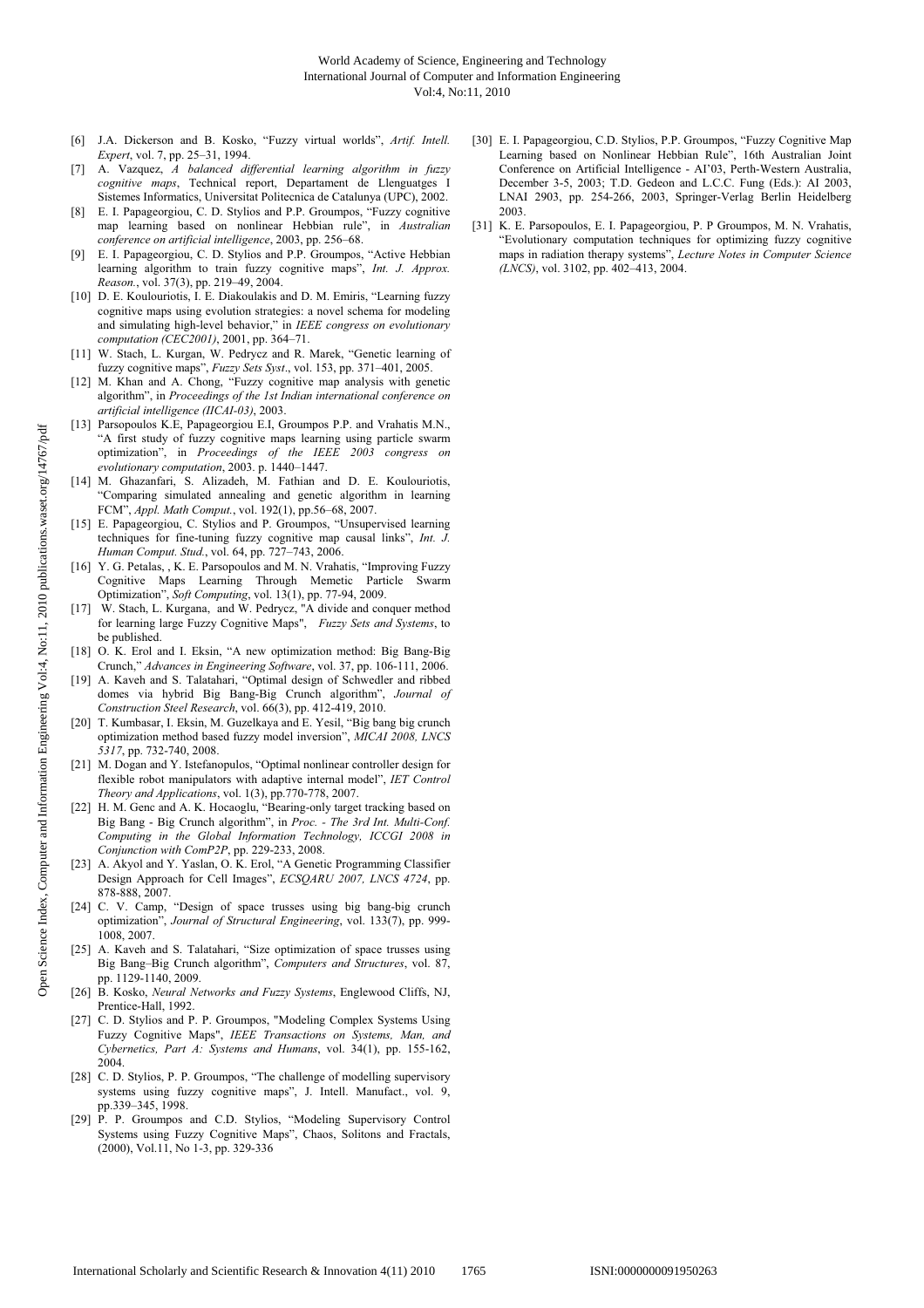[6] J.A. Dickerson and B. Kosko, "Fuzzy virtual worlds", *Artif. Intell. Expert*, vol. 7, pp. 25–31, 1994.

[7] A. Vazquez, *A balanced differential learning algorithm in fuzzy cognitive maps*, Technical report, Departament de Llenguatges I Sistemes Informatics, Universitat Politecnica de Catalunya (UPC), 2002.

[8] E. I. Papageorgiou, C. D. Stylios and P.P. Groumpos, "Fuzzy cognitive map learning based on nonlinear Hebbian rule", in *Australian conference on artificial intelligence*, 2003, pp. 256–68.

[9] E. I. Papageorgiou, C. D. Stylios and P.P. Groumpos, "Active Hebbian learning algorithm to train fuzzy cognitive maps", *Int. J. Approx. Reason.*, vol. 37(3), pp. 219–49, 2004.

[10] D. E. Koulouriotis, I. E. Diakoulakis and D. M. Emiris, "Learning fuzzy cognitive maps using evolution strategies: a novel schema for modeling and simulating high-level behavior," in *IEEE congress on evolutionary computation (CEC2001)*, 2001, pp. 364–71.

[11] W. Stach, L. Kurgan, W. Pedrycz and R. Marek, "Genetic learning of fuzzy cognitive maps", *Fuzzy Sets Syst*., vol. 153, pp. 371–401, 2005.

[12] M. Khan and A. Chong, "Fuzzy cognitive map analysis with genetic algorithm", in *Proceedings of the 1st Indian international conference on artificial intelligence (IICAI-03)*, 2003.

[13] Parsopoulos K.E, Papageorgiou E.I, Groumpos P.P. and Vrahatis M.N., "A first study of fuzzy cognitive maps learning using particle swarm optimization", in *Proceedings of the IEEE 2003 congress on evolutionary computation*, 2003. p. 1440–1447.

[14] M. Ghazanfari, S. Alizadeh, M. Fathian and D. E. Koulouriotis, "Comparing simulated annealing and genetic algorithm in learning FCM", *Appl. Math Comput.*, vol. 192(1), pp.56–68, 2007.

[15] E. Papageorgiou, C. Stylios and P. Groumpos, "Unsupervised learning techniques for fine-tuning fuzzy cognitive map causal links", *Int. J. Human Comput. Stud.*, vol. 64, pp. 727–743, 2006.

[16] Y. G. Petalas, , K. E. Parsopoulos and M. N. Vrahatis, "Improving Fuzzy Cognitive Maps Learning Through Memetic Particle Swarm Optimization", *Soft Computing*, vol. 13(1), pp. 77-94, 2009.

[17] W. Stach, L. Kurgana, and W. Pedrycz, "A divide and conquer method for learning large Fuzzy Cognitive Maps", *Fuzzy Sets and Systems*, to be published.

[18] O. K. Erol and I. Eksin, "A new optimization method: Big Bang-Big Crunch," *Advances in Engineering Software*, vol. 37, pp. 106-111, 2006.

[19] A. Kaveh and S. Talatahari, "Optimal design of Schwedler and ribbed domes via hybrid Big Bang-Big Crunch algorithm", *Journal of Construction Steel Research*, vol. 66(3), pp. 412-419, 2010.

[20] T. Kumbasar, I. Eksin, M. Guzelkaya and E. Yesil, "Big bang big crunch optimization method based fuzzy model inversion", *MICAI 2008, LNCS 5317*, pp. 732-740, 2008.

[21] M. Dogan and Y. Istefanopulos, "Optimal nonlinear controller design for flexible robot manipulators with adaptive internal model", *IET Control Theory and Applications*, vol. 1(3), pp.770-778, 2007.

[22] H. M. Genc and A. K. Hocaoglu, "Bearing-only target tracking based on Big Bang - Big Crunch algorithm", in *Proc. - The 3rd Int. Multi-Conf. Computing in the Global Information Technology, ICCGI 2008 in Conjunction with ComP2P*, pp. 229-233, 2008.

[23] A. Akyol and Y. Yaslan, O. K. Erol, "A Genetic Programming Classifier Design Approach for Cell Images", *ECSQARU 2007, LNCS 4724*, pp. 878-888, 2007.

[24] C. V. Camp, "Design of space trusses using big bang-big crunch optimization", *Journal of Structural Engineering*, vol. 133(7), pp. 999-1008, 2007.

[25] A. Kaveh and S. Talatahari, "Size optimization of space trusses using Big Bang–Big Crunch algorithm", *Computers and Structures*, vol. 87, pp. 1129-1140, 2009.

[26] B. Kosko, *Neural Networks and Fuzzy Systems*, Englewood Cliffs, NJ, Prentice-Hall, 1992.

[27] C. D. Stylios and P. P. Groumpos, "Modeling Complex Systems Using Fuzzy Cognitive Maps", *IEEE Transactions on Systems, Man, and Cybernetics, Part A: Systems and Humans*, vol. 34(1), pp. 155-162, 2004.

[28] C. D. Stylios, P. P. Groumpos, "The challenge of modelling supervisory systems using fuzzy cognitive maps", J. Intell. Manufact., vol. 9, pp.339–345, 1998.

[29] P. P. Groumpos and C.D. Stylios, "Modeling Supervisory Control Systems using Fuzzy Cognitive Maps", Chaos, Solitons and Fractals, (2000), Vol.11, No 1-3, pp. 329-336

[30] E. I. Papageorgiou, C.D. Stylios, P.P. Groumpos, "Fuzzy Cognitive Map Learning based on Nonlinear Hebbian Rule", 16th Australian Joint Conference on Artificial Intelligence - AI'03, Perth-Western Australia, December 3-5, 2003; T.D. Gedeon and L.C.C. Fung (Eds.): AI 2003, LNAI 2903, pp. 254-266, 2003, Springer-Verlag Berlin Heidelberg 2003.

[31] K. E. Parsopoulos, E. I. Papageorgiou, P. P Groumpos, M. N. Vrahatis, "Evolutionary computation techniques for optimizing fuzzy cognitive maps in radiation therapy systems", *Lecture Notes in Computer Science (LNCS)*, vol. 3102, pp. 402–413, 2004.